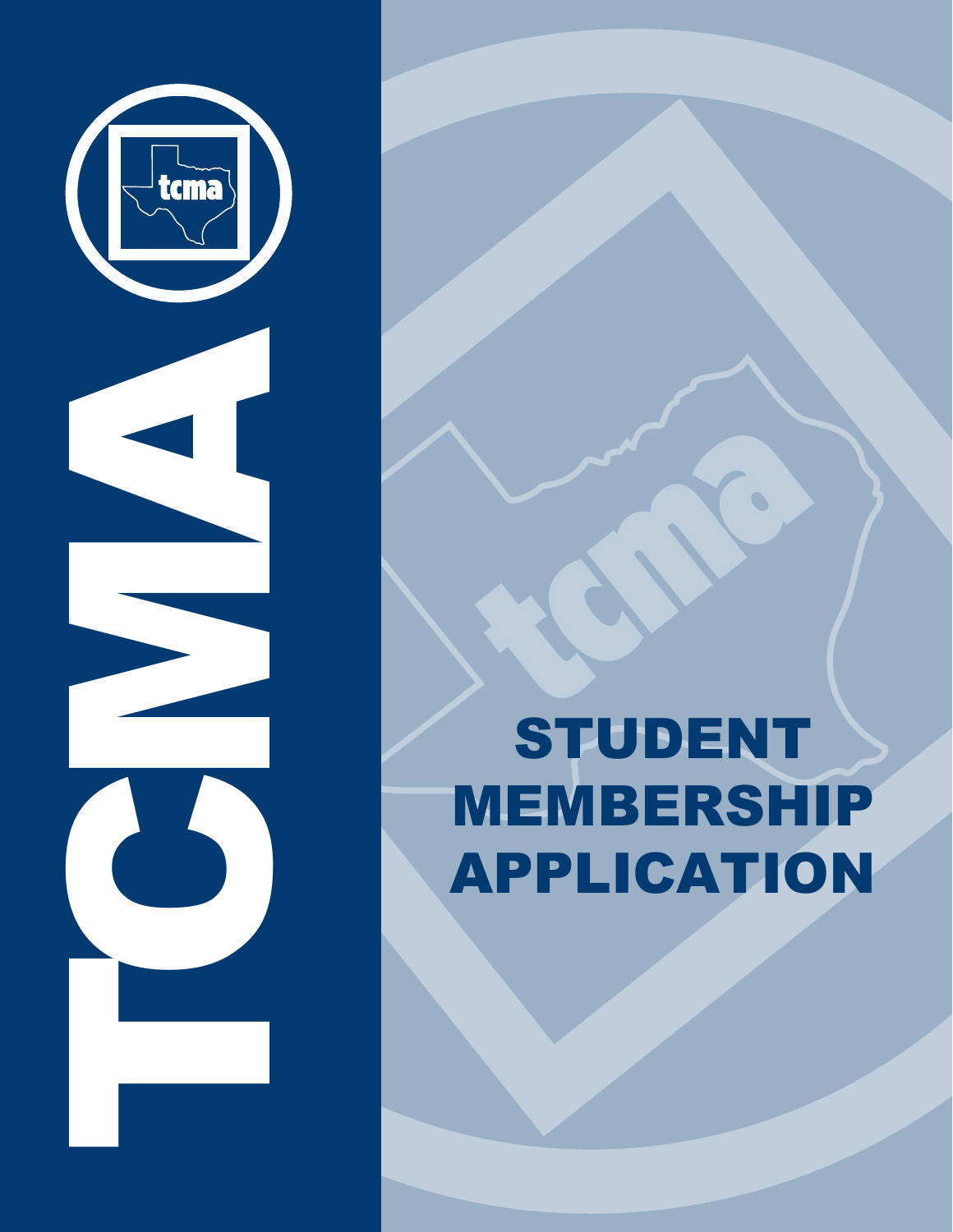TCMA

# STUDENT MEMBERSHIP APPLICATION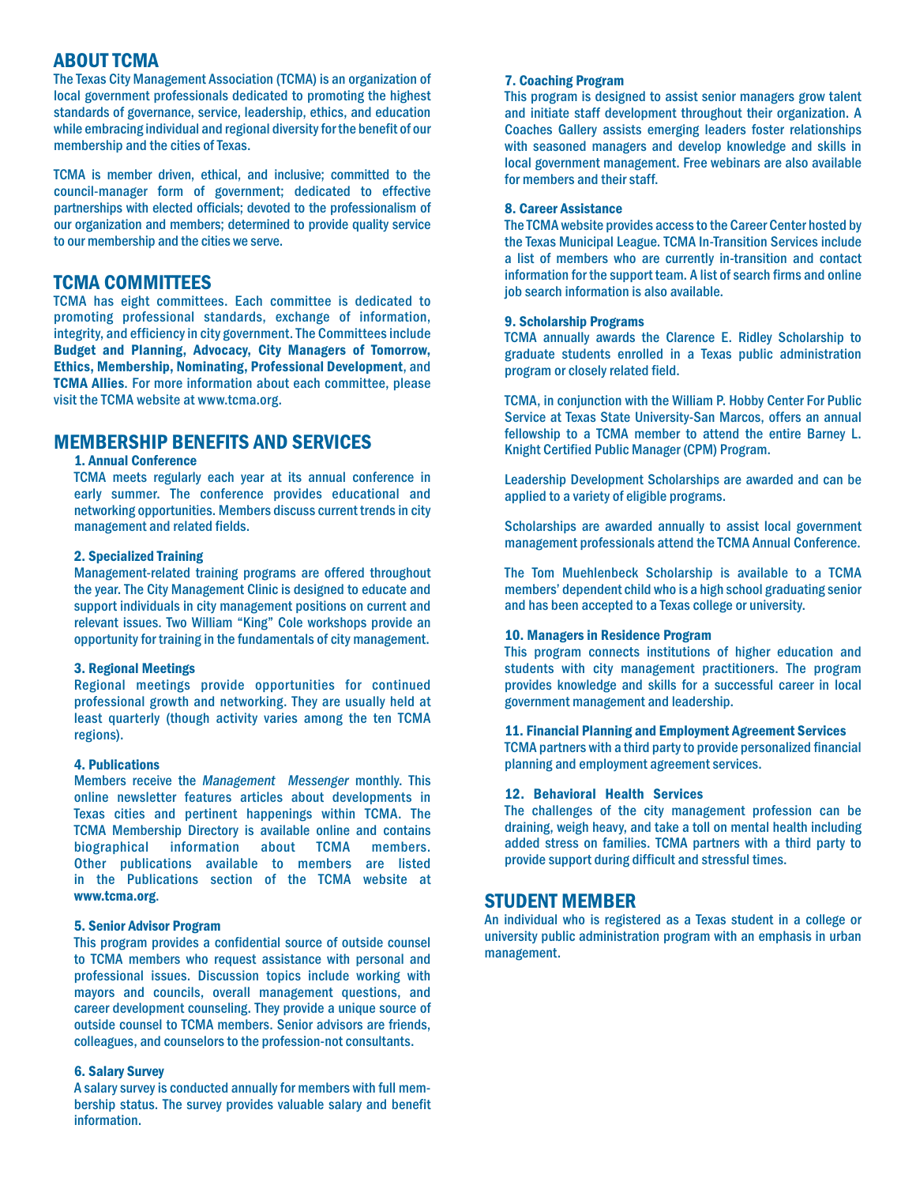## ABOUT TCMA

The Texas City Management Association (TCMA) is an organization of local government professionals dedicated to promoting the highest standards of governance, service, leadership, ethics, and education while embracing individual and regional diversity for the benefit of our membership and the cities of Texas.

TCMA is member driven, ethical, and inclusive; committed to the council-manager form of government; dedicated to effective partnerships with elected officials; devoted to the professionalism of our organization and members; determined to provide quality service to our membership and the cities we serve.

## TCMA COMMITTEES

TCMA has eight committees. Each committee is dedicated to promoting professional standards, exchange of information, integrity, and efficiency in city government. The Committees include **Budget and Planning, Advocacy, City Managers of Tomorrow, Ethics, Membership, Nominating, Professional Development**, and **TCMA Allies**. For more information about each committee, please visit the TCMA website at www.tcma.org.

## MEMBERSHIP BENEFITS AND SERVICES

### 1. Annual Conference

TCMA meets regularly each year at its annual conference in early summer. The conference provides educational and networking opportunities. Members discuss current trends in city management and related fields.

### 2. Specialized Training

Management-related training programs are offered throughout the year. The City Management Clinic is designed to educate and support individuals in city management positions on current and relevant issues. Two William "King" Cole workshops provide an opportunity for training in the fundamentals of city management.

### 3. Regional Meetings

Regional meetings provide opportunities for continued professional growth and networking. They are usually held at least quarterly (though activity varies among the ten TCMA regions).

### 4. Publications

Members receive the *Management Messenger* monthly. This online newsletter features articles about developments in Texas cities and pertinent happenings within TCMA. The TCMA Membership Directory is available online and contains biographical information about TCMA members. Other publications available to members are listed in the Publications section of the TCMA website at **www.tcma.org**.

### 5. Senior Advisor Program

This program provides a confidential source of outside counsel to TCMA members who request assistance with personal and professional issues. Discussion topics include working with mayors and councils, overall management questions, and career development counseling. They provide a unique source of outside counsel to TCMA members. Senior advisors are friends, colleagues, and counselors to the profession-not consultants.

### 6. Salary Survey

A salary survey is conducted annually for members with full membership status. The survey provides valuable salary and benefit information.

### 7. Coaching Program

This program is designed to assist senior managers grow talent and initiate staff development throughout their organization. A Coaches Gallery assists emerging leaders foster relationships with seasoned managers and develop knowledge and skills in local government management. Free webinars are also available for members and their staff.

### 8. Career Assistance

The TCMA website provides access to the Career Center hosted by the Texas Municipal League. TCMA In-Transition Services include a list of members who are currently in-transition and contact information for the support team. A list of search firms and online job search information is also available.

### 9. Scholarship Programs

TCMA annually awards the Clarence E. Ridley Scholarship to graduate students enrolled in a Texas public administration program or closely related field.

TCMA, in conjunction with the William P. Hobby Center For Public Service at Texas State University-San Marcos, offers an annual fellowship to a TCMA member to attend the entire Barney L. Knight Certified Public Manager (CPM) Program.

Leadership Development Scholarships are awarded and can be applied to a variety of eligible programs.

Scholarships are awarded annually to assist local government management professionals attend the TCMA Annual Conference.

The Tom Muehlenbeck Scholarship is available to a TCMA members' dependent child who is a high school graduating senior and has been accepted to a Texas college or university.

### 10. Managers in Residence Program

This program connects institutions of higher education and students with city management practitioners. The program provides knowledge and skills for a successful career in local government management and leadership.

### 11. Financial Planning and Employment Agreement Services

TCMA partners with a third party to provide personalized financial planning and employment agreement services.

### 12. Behavioral Health Services

The challenges of the city management profession can be draining, weigh heavy, and take a toll on mental health including added stress on families. TCMA partners with a third party to provide support during difficult and stressful times.

## STUDENT MEMBER

An individual who is registered as a Texas student in a college or university public administration program with an emphasis in urban management.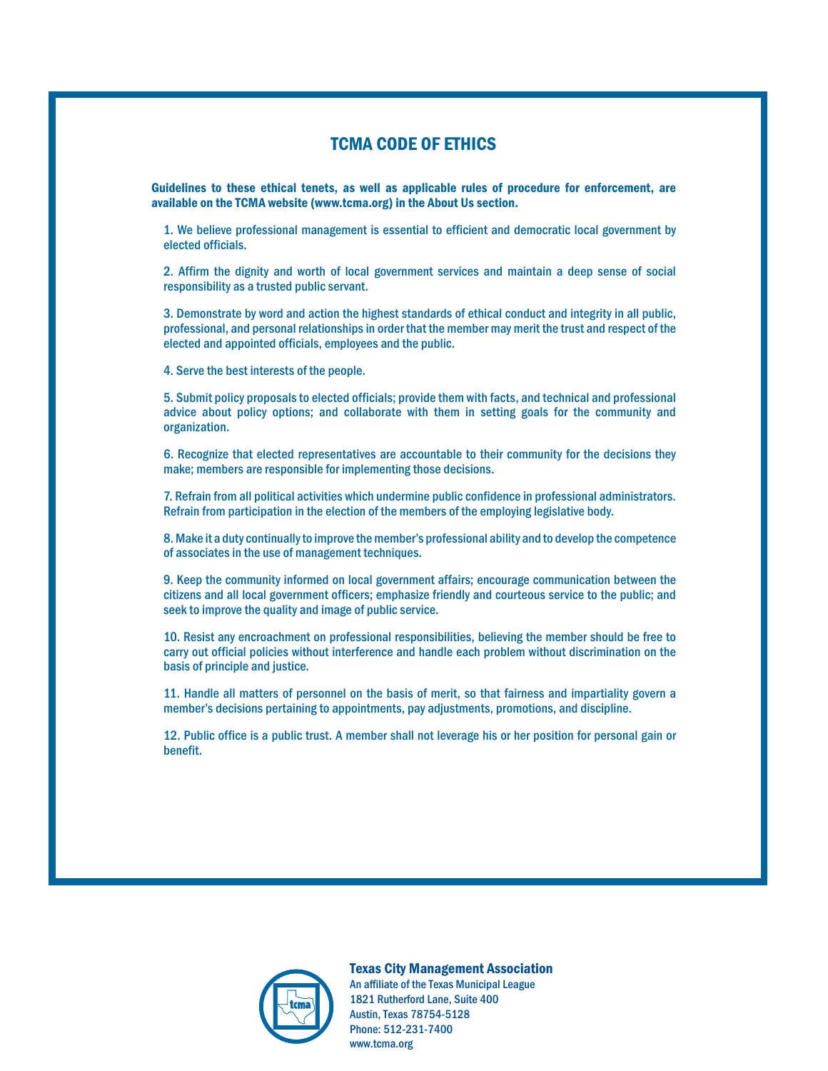# TCMA CODE OF ETHICS

**Guidelines to these ethical tenets, as well as applicable rules of procedure for enforcement, are available on the TCMA website (www.tcma.org) in the About Us section.**

1. We believe professional management is essential to efficient and democratic local government by elected officials.

2. Affirm the dignity and worth of local government services and maintain a deep sense of social responsibility as a trusted public servant.

3. Demonstrate by word and action the highest standards of ethical conduct and integrity in all public, professional, and personal relationships in order that the member may merit the trust and respect of the elected and appointed officials, employees and the public.

4. Serve the best interests of the people.

5. Submit policy proposals to elected officials; provide them with facts, and technical and professional advice about policy options; and collaborate with them in setting goals for the community and organization.

6. Recognize that elected representatives are accountable to their community for the decisions they make; members are responsible for implementing those decisions.

7. Refrain from all political activities which undermine public confidence in professional administrators. Refrain from participation in the election of the members of the employing legislative body.

8. Make it a duty continually to improve the member's professional ability and to develop the competence of associates in the use of management techniques.

9. Keep the community informed on local government affairs; encourage communication between the citizens and all local government officers; emphasize friendly and courteous service to the public; and seek to improve the quality and image of public service.

10. Resist any encroachment on professional responsibilities, believing the member should be free to carry out official policies without interference and handle each problem without discrimination on the basis of principle and justice.

11. Handle all matters of personnel on the basis of merit, so that fairness and impartiality govern a member's decisions pertaining to appointments, pay adjustments, promotions, and discipline.

12. Public office is a public trust. A member shall not leverage his or her position for personal gain or benefit.

**Texas City Management Association**
An affiliate of the Texas Municipal League
1821 Rutherford Lane, Suite 400
Austin, Texas 78754-5128
Phone: 512-231-7400
www.tcma.org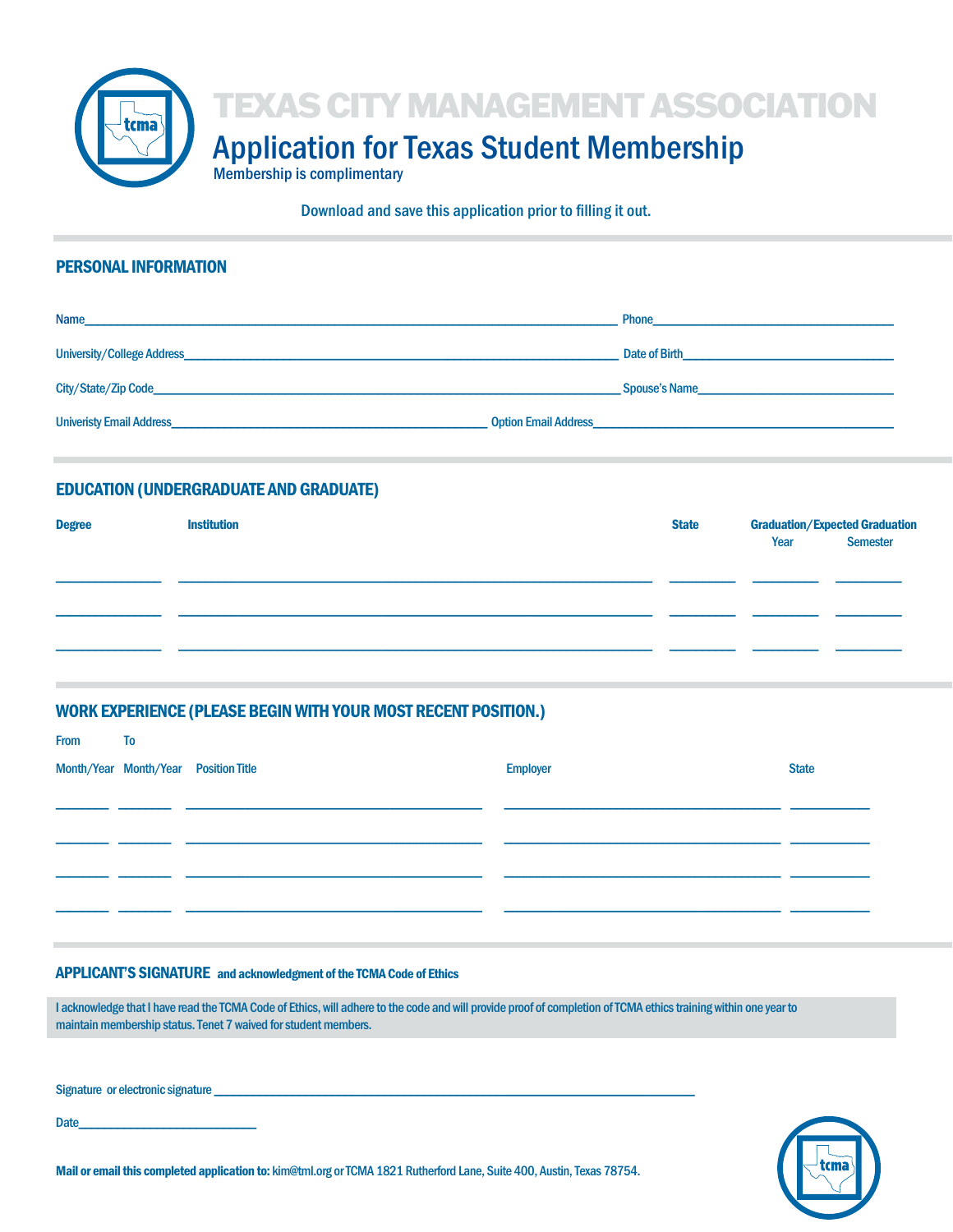# TEXAS CITY MANAGEMENT ASSOCIATION

## Application for Texas Student Membership

Membership is complimentary

Download and save this application prior to filling it out.

### PERSONAL INFORMATION

Name______________________________ Phone______________________________

University/College Address______________________________ Date of Birth______________________________

City/State/Zip Code______________________________ Spouse's Name______________________________

Univeristy Email Address______________________________ Option Email Address______________________________

### EDUCATION (UNDERGRADUATE AND GRADUATE)

| Degree | Institution | State | Graduation/Expected Graduation Year | Semester |
|---|---|---|---|---|
| | | | | |
| | | | | |
| | | | | |

### WORK EXPERIENCE (PLEASE BEGIN WITH YOUR MOST RECENT POSITION.)

| From Month/Year | To Month/Year | Position Title | Employer | State |
|---|---|---|---|---|
| | | | | |
| | | | | |
| | | | | |
| | | | | |

### APPLICANT'S SIGNATURE and acknowledgment of the TCMA Code of Ethics

I acknowledge that I have read the TCMA Code of Ethics, will adhere to the code and will provide proof of completion of TCMA ethics training within one year to maintain membership status. Tenet 7 waived for student members.

Signature or electronic signature ______________________________

Date______________________________

**Mail or email this completed application to:** kim@tml.org or TCMA 1821 Rutherford Lane, Suite 400, Austin, Texas 78754.